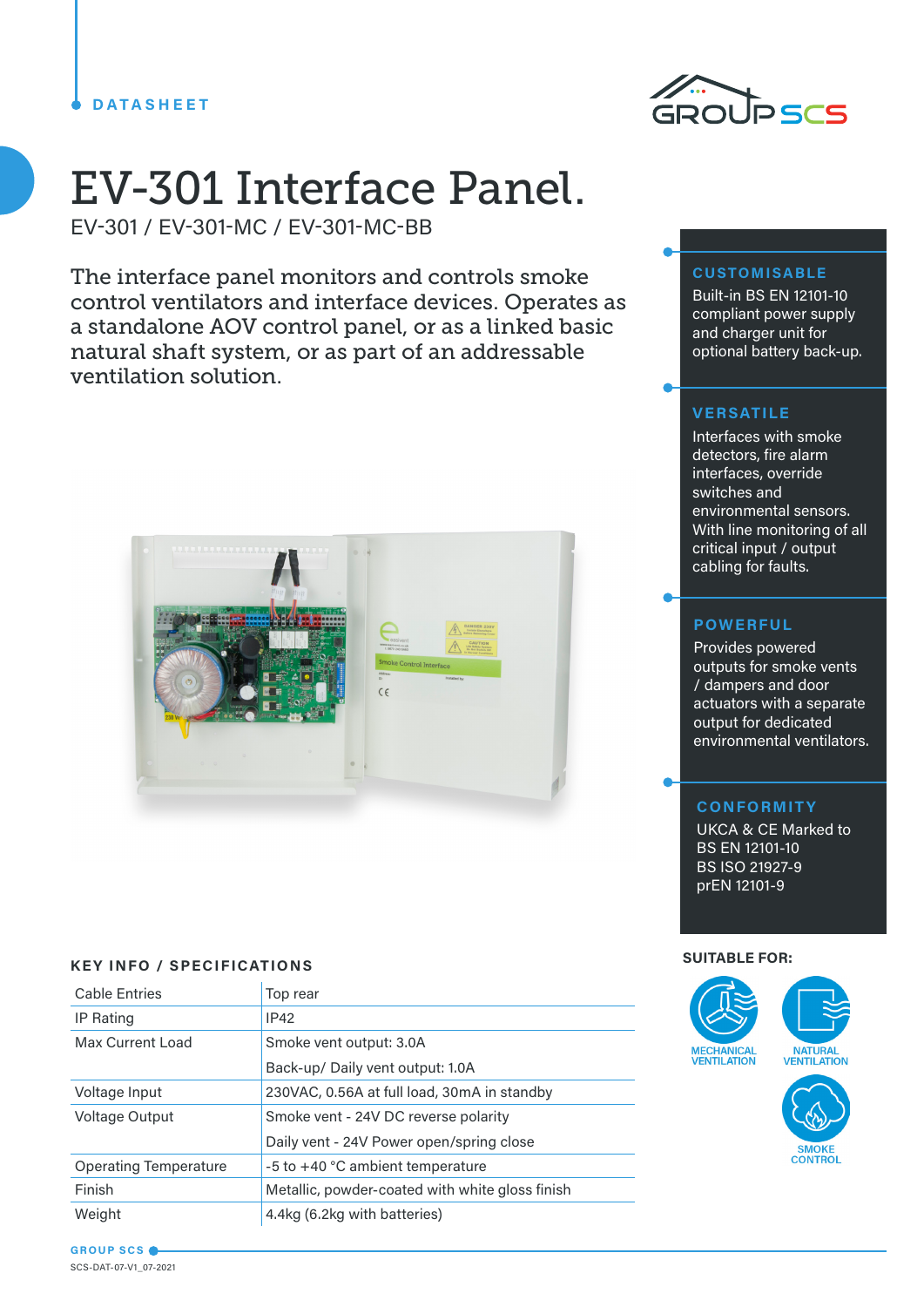DATASHEET

# EV-301 Interface Panel.

EV-301 / EV-301-MC / EV-301-MC-BB

The interface panel monitors and controls smoke control ventilators and interface devices. Operates as a standalone AOV control panel, or as a linked basic natural shaft system, or as part of an addressable ventilation solution.

### CUSTOMISABLE

Built-in BS EN 12101-10 compliant power supply and charger unit for optional battery back-up.

### VERSATILE

Interfaces with smoke detectors, fire alarm interfaces, override switches and environmental sensors. With line monitoring of all critical input / output cabling for faults.

### POWERFUL

Provides powered outputs for smoke vents / dampers and door actuators with a separate output for dedicated environmental ventilators.

### CONFORMITY

UKCA & CE Marked to
BS EN 12101-10
BS ISO 21927-9
prEN 12101-9

## KEY INFO / SPECIFICATIONS

| | |
|---|---|
| Cable Entries | Top rear |
| IP Rating | IP42 |
| Max Current Load | Smoke vent output: 3.0A<br>Back-up/ Daily vent output: 1.0A |
| Voltage Input | 230VAC, 0.56A at full load, 30mA in standby |
| Voltage Output | Smoke vent - 24V DC reverse polarity<br>Daily vent - 24V Power open/spring close |
| Operating Temperature | -5 to +40 °C ambient temperature |
| Finish | Metallic, powder-coated with white gloss finish |
| Weight | 4.4kg (6.2kg with batteries) |

### SUITABLE FOR:

- MECHANICAL VENTILATION
- NATURAL VENTILATION
- SMOKE CONTROL

GROUP SCS

SCS-DAT-07-V1_07-2021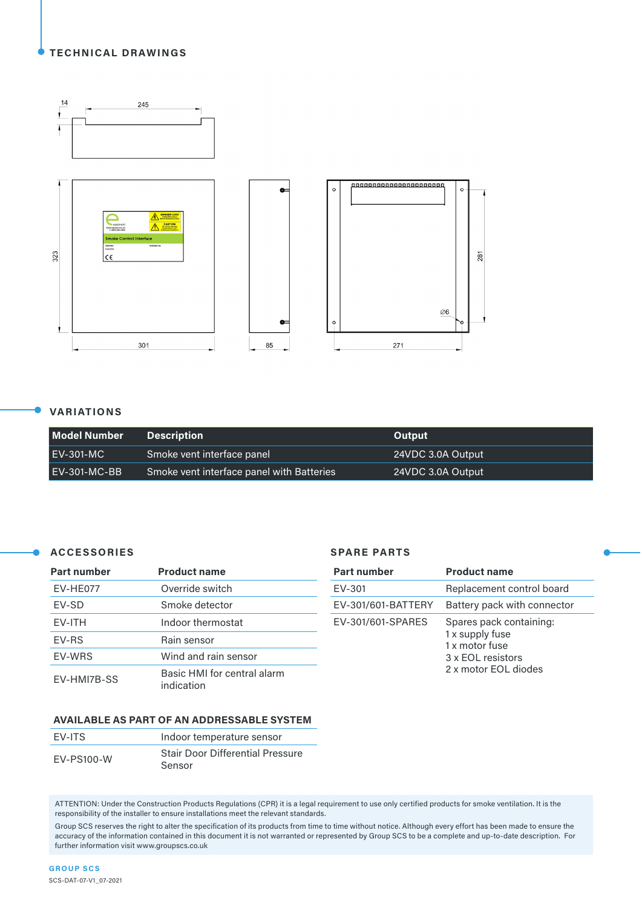## TECHNICAL DRAWINGS

14
245
323
301
85
281
271
⌀6

## VARIATIONS

| Model Number | Description | Output |
|---|---|---|
| EV-301-MC | Smoke vent interface panel | 24VDC 3.0A Output |
| EV-301-MC-BB | Smoke vent interface panel with Batteries | 24VDC 3.0A Output |

## ACCESSORIES

| Part number | Product name |
|---|---|
| EV-HE077 | Override switch |
| EV-SD | Smoke detector |
| EV-ITH | Indoor thermostat |
| EV-RS | Rain sensor |
| EV-WRS | Wind and rain sensor |
| EV-HMI7B-SS | Basic HMI for central alarm indication |

### AVAILABLE AS PART OF AN ADDRESSABLE SYSTEM

| | |
|---|---|
| EV-ITS | Indoor temperature sensor |
| EV-PS100-W | Stair Door Differential Pressure Sensor |

## SPARE PARTS

| Part number | Product name |
|---|---|
| EV-301 | Replacement control board |
| EV-301/601-BATTERY | Battery pack with connector |
| EV-301/601-SPARES | Spares pack containing:<br>1 x supply fuse<br>1 x motor fuse<br>3 x EOL resistors<br>2 x motor EOL diodes |

ATTENTION: Under the Construction Products Regulations (CPR) it is a legal requirement to use only certified products for smoke ventilation. It is the responsibility of the installer to ensure installations meet the relevant standards.

Group SCS reserves the right to alter the specification of its products from time to time without notice. Although every effort has been made to ensure the accuracy of the information contained in this document it is not warranted or represented by Group SCS to be a complete and up-to-date description. For further information visit www.groupscs.co.uk

GROUP SCS

SCS-DAT-07-V1_07-2021